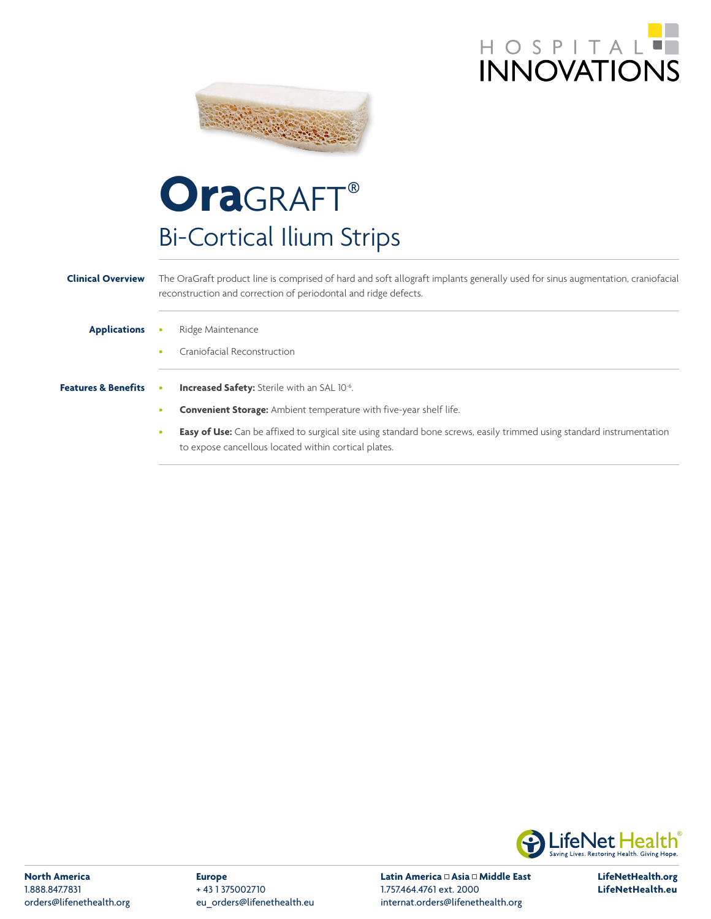HOSPITAL INNOVATIONS

# OraGRAFT®

## Bi-Cortical Ilium Strips

**Clinical Overview**

The OraGraft product line is comprised of hard and soft allograft implants generally used for sinus augmentation, craniofacial reconstruction and correction of periodontal and ridge defects.

**Applications**

- Ridge Maintenance
- Craniofacial Reconstruction

**Features & Benefits**

- **Increased Safety:** Sterile with an SAL $10^{-6}$.
- **Convenient Storage:** Ambient temperature with five-year shelf life.
- **Easy of Use:** Can be affixed to surgical site using standard bone screws, easily trimmed using standard instrumentation to expose cancellous located within cortical plates.

LifeNet Health® Saving Lives. Restoring Health. Giving Hope.

**North America**
1.888.847.7831
orders@lifenethealth.org

**Europe**
+ 43 1 375002710
eu_orders@lifenethealth.eu

**Latin America □ Asia □ Middle East**
1.757.464.4761 ext. 2000
internat.orders@lifenethealth.org

**LifeNetHealth.org**
**LifeNetHealth.eu**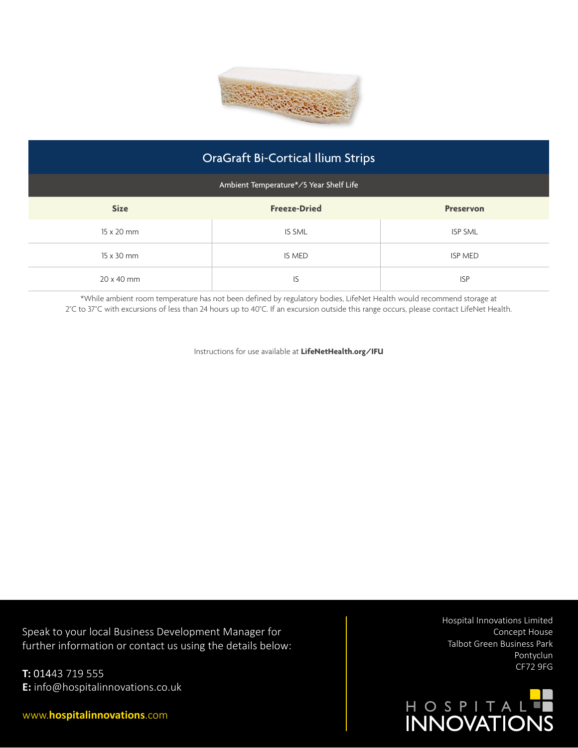## OraGraft Bi-Cortical Ilium Strips

Ambient Temperature*/5 Year Shelf Life

| Size | Freeze-Dried | Preservon |
|---|---|---|
| 15 x 20 mm | IS SML | ISP SML |
| 15 x 30 mm | IS MED | ISP MED |
| 20 x 40 mm | IS | ISP |

*While ambient room temperature has not been defined by regulatory bodies, LifeNet Health would recommend storage at 2°C to 37°C with excursions of less than 24 hours up to 40°C. If an excursion outside this range occurs, please contact LifeNet Health.

Instructions for use available at **LifeNetHealth.org/IFU**

Speak to your local Business Development Manager for further information or contact us using the details below:

**T:** 01443 719 555
**E:** info@hospitalinnovations.co.uk

www.**hospitalinnovations**.com

Hospital Innovations Limited
Concept House
Talbot Green Business Park
Pontyclun
CF72 9FG

HOSPITAL INNOVATIONS